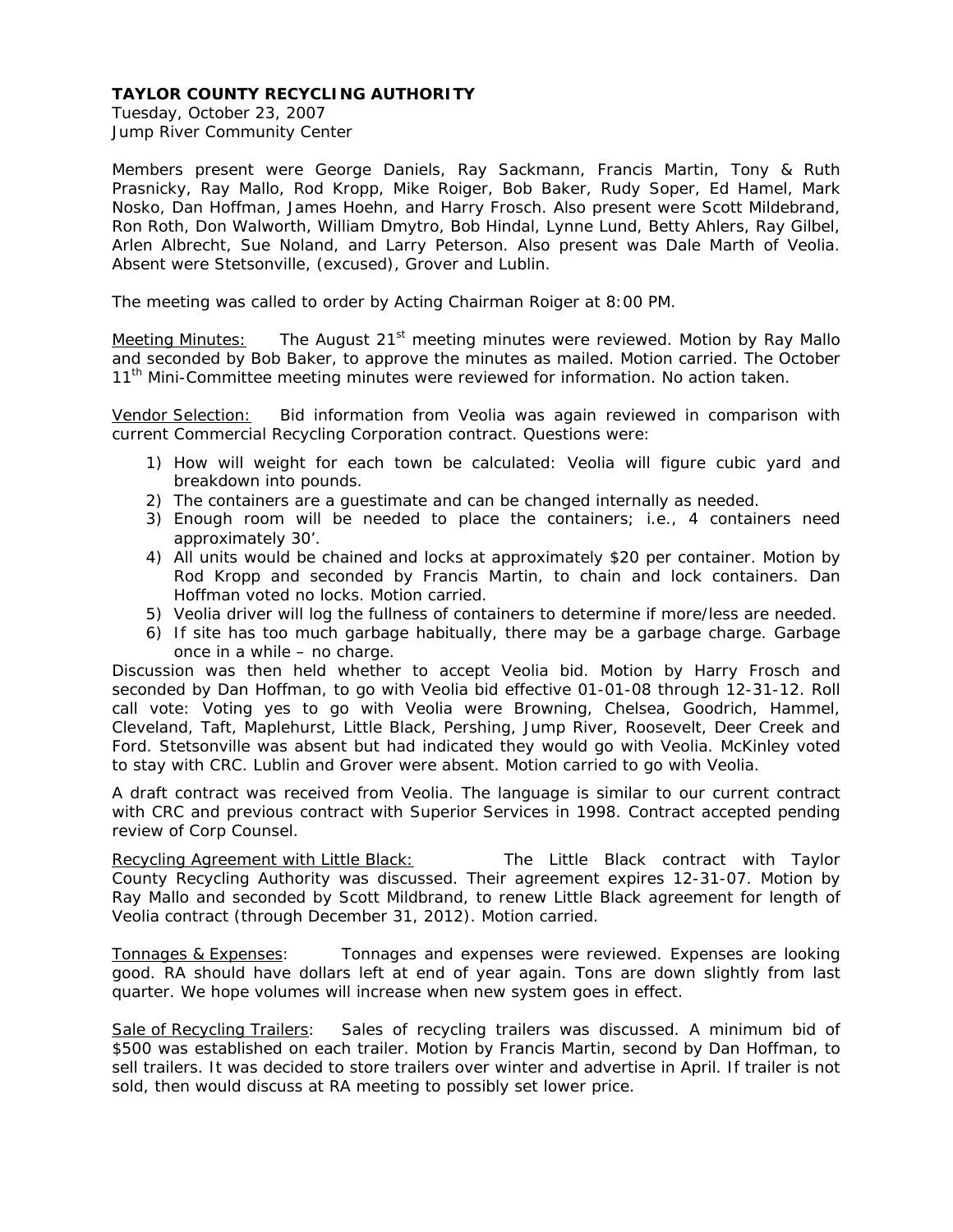**TAYLOR COUNTY RECYCLING AUTHORITY**
Tuesday, October 23, 2007
Jump River Community Center

Members present were George Daniels, Ray Sackmann, Francis Martin, Tony & Ruth Prasnicky, Ray Mallo, Rod Kropp, Mike Roiger, Bob Baker, Rudy Soper, Ed Hamel, Mark Nosko, Dan Hoffman, James Hoehn, and Harry Frosch. Also present were Scott Mildebrand, Ron Roth, Don Walworth, William Dmytro, Bob Hindal, Lynne Lund, Betty Ahlers, Ray Gilbel, Arlen Albrecht, Sue Noland, and Larry Peterson. Also present was Dale Marth of Veolia. Absent were Stetsonville, (excused), Grover and Lublin.

The meeting was called to order by Acting Chairman Roiger at 8:00 PM.

Meeting Minutes: The August 21st meeting minutes were reviewed. Motion by Ray Mallo and seconded by Bob Baker, to approve the minutes as mailed. Motion carried. The October 11th Mini-Committee meeting minutes were reviewed for information. No action taken.

Vendor Selection: Bid information from Veolia was again reviewed in comparison with current Commercial Recycling Corporation contract. Questions were:

1) How will weight for each town be calculated: Veolia will figure cubic yard and breakdown into pounds.
2) The containers are a guestimate and can be changed internally as needed.
3) Enough room will be needed to place the containers; i.e., 4 containers need approximately 30'.
4) All units would be chained and locks at approximately $20 per container. Motion by Rod Kropp and seconded by Francis Martin, to chain and lock containers. Dan Hoffman voted no locks. Motion carried.
5) Veolia driver will log the fullness of containers to determine if more/less are needed.
6) If site has too much garbage habitually, there may be a garbage charge. Garbage once in a while – no charge.

Discussion was then held whether to accept Veolia bid. Motion by Harry Frosch and seconded by Dan Hoffman, to go with Veolia bid effective 01-01-08 through 12-31-12. Roll call vote: Voting yes to go with Veolia were Browning, Chelsea, Goodrich, Hammel, Cleveland, Taft, Maplehurst, Little Black, Pershing, Jump River, Roosevelt, Deer Creek and Ford. Stetsonville was absent but had indicated they would go with Veolia. McKinley voted to stay with CRC. Lublin and Grover were absent. Motion carried to go with Veolia.

A draft contract was received from Veolia. The language is similar to our current contract with CRC and previous contract with Superior Services in 1998. Contract accepted pending review of Corp Counsel.

Recycling Agreement with Little Black: The Little Black contract with Taylor County Recycling Authority was discussed. Their agreement expires 12-31-07. Motion by Ray Mallo and seconded by Scott Mildbrand, to renew Little Black agreement for length of Veolia contract (through December 31, 2012). Motion carried.

Tonnages & Expenses: Tonnages and expenses were reviewed. Expenses are looking good. RA should have dollars left at end of year again. Tons are down slightly from last quarter. We hope volumes will increase when new system goes in effect.

Sale of Recycling Trailers: Sales of recycling trailers was discussed. A minimum bid of $500 was established on each trailer. Motion by Francis Martin, second by Dan Hoffman, to sell trailers. It was decided to store trailers over winter and advertise in April. If trailer is not sold, then would discuss at RA meeting to possibly set lower price.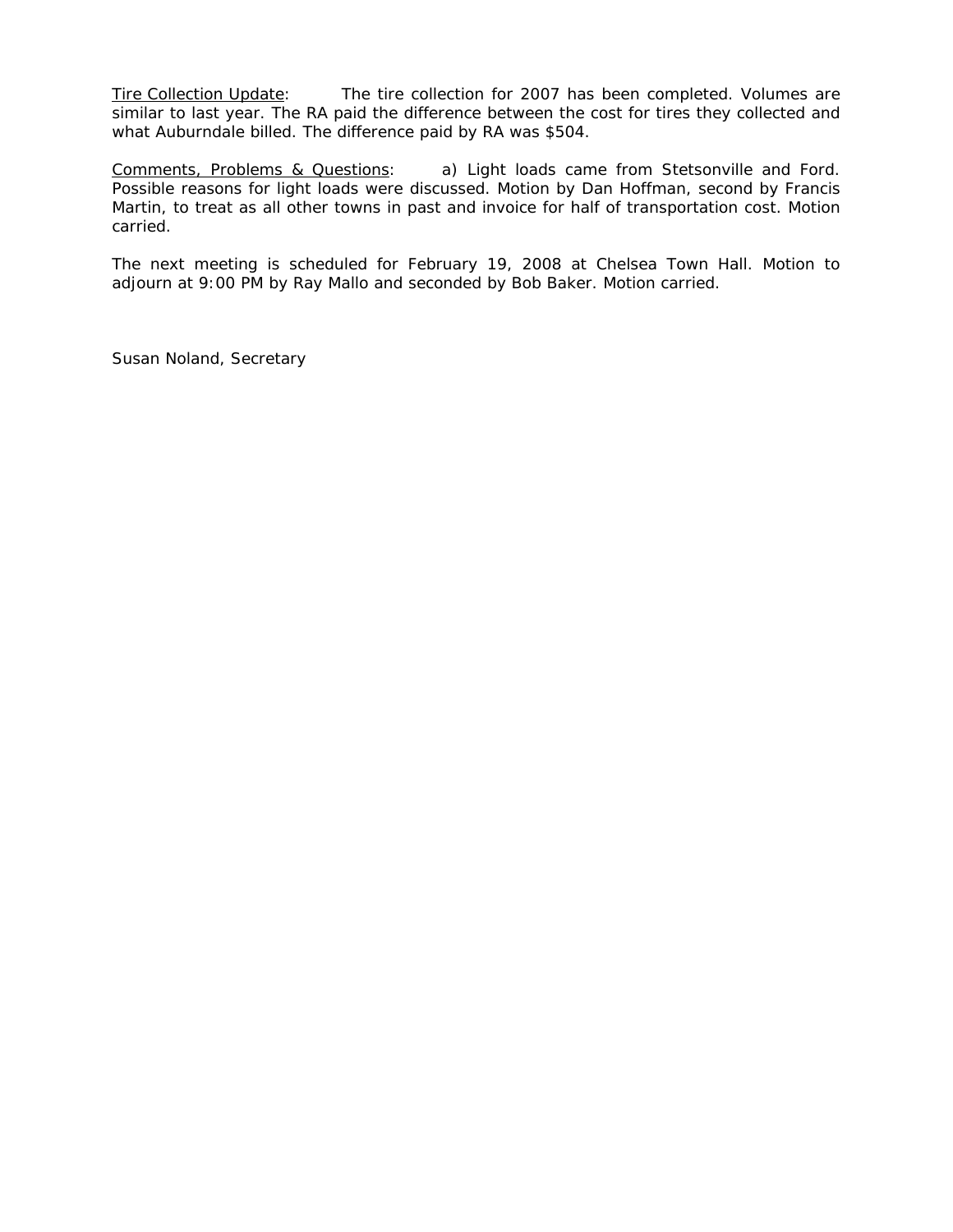<u>Tire Collection Update</u>: The tire collection for 2007 has been completed. Volumes are similar to last year. The RA paid the difference between the cost for tires they collected and what Auburndale billed. The difference paid by RA was $504.

<u>Comments, Problems & Questions</u>: a) Light loads came from Stetsonville and Ford. Possible reasons for light loads were discussed. Motion by Dan Hoffman, second by Francis Martin, to treat as all other towns in past and invoice for half of transportation cost. Motion carried.

The next meeting is scheduled for February 19, 2008 at Chelsea Town Hall. Motion to adjourn at 9:00 PM by Ray Mallo and seconded by Bob Baker. Motion carried.

Susan Noland, Secretary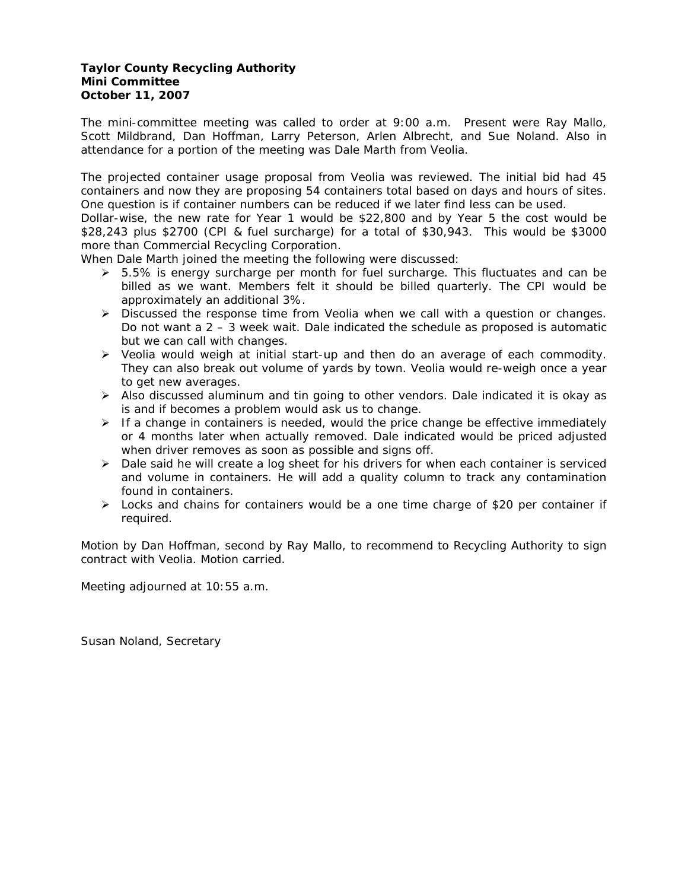**Taylor County Recycling Authority**
**Mini Committee**
**October 11, 2007**

The mini-committee meeting was called to order at 9:00 a.m. Present were Ray Mallo, Scott Mildbrand, Dan Hoffman, Larry Peterson, Arlen Albrecht, and Sue Noland. Also in attendance for a portion of the meeting was Dale Marth from Veolia.

The projected container usage proposal from Veolia was reviewed. The initial bid had 45 containers and now they are proposing 54 containers total based on days and hours of sites. One question is if container numbers can be reduced if we later find less can be used.
Dollar-wise, the new rate for Year 1 would be $22,800 and by Year 5 the cost would be $28,243 plus $2700 (CPI & fuel surcharge) for a total of $30,943. This would be $3000 more than Commercial Recycling Corporation.
When Dale Marth joined the meeting the following were discussed:

- 5.5% is energy surcharge per month for fuel surcharge. This fluctuates and can be billed as we want. Members felt it should be billed quarterly. The CPI would be approximately an additional 3%.
- Discussed the response time from Veolia when we call with a question or changes. Do not want a 2 – 3 week wait. Dale indicated the schedule as proposed is automatic but we can call with changes.
- Veolia would weigh at initial start-up and then do an average of each commodity. They can also break out volume of yards by town. Veolia would re-weigh once a year to get new averages.
- Also discussed aluminum and tin going to other vendors. Dale indicated it is okay as is and if becomes a problem would ask us to change.
- If a change in containers is needed, would the price change be effective immediately or 4 months later when actually removed. Dale indicated would be priced adjusted when driver removes as soon as possible and signs off.
- Dale said he will create a log sheet for his drivers for when each container is serviced and volume in containers. He will add a quality column to track any contamination found in containers.
- Locks and chains for containers would be a one time charge of $20 per container if required.

Motion by Dan Hoffman, second by Ray Mallo, to recommend to Recycling Authority to sign contract with Veolia. Motion carried.

Meeting adjourned at 10:55 a.m.

Susan Noland, Secretary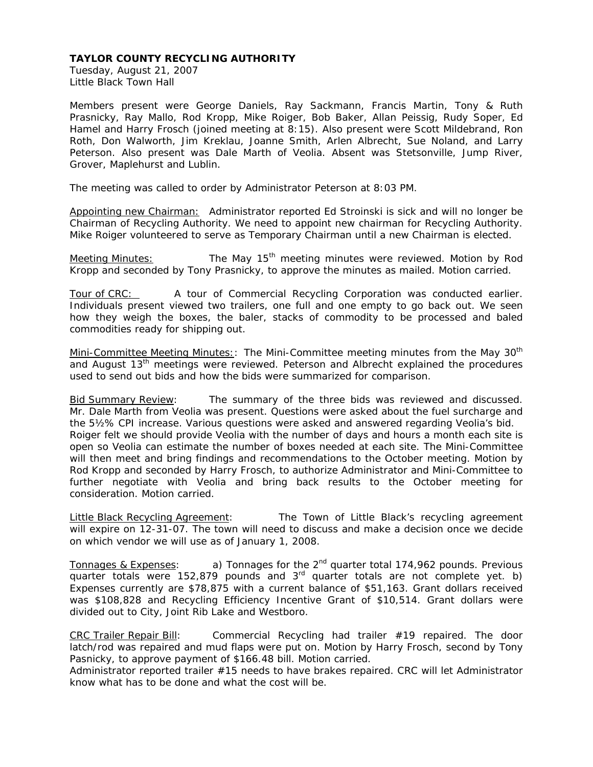**TAYLOR COUNTY RECYCLING AUTHORITY**

Tuesday, August 21, 2007
Little Black Town Hall

Members present were George Daniels, Ray Sackmann, Francis Martin, Tony & Ruth Prasnicky, Ray Mallo, Rod Kropp, Mike Roiger, Bob Baker, Allan Peissig, Rudy Soper, Ed Hamel and Harry Frosch (joined meeting at 8:15). Also present were Scott Mildebrand, Ron Roth, Don Walworth, Jim Kreklau, Joanne Smith, Arlen Albrecht, Sue Noland, and Larry Peterson. Also present was Dale Marth of Veolia. Absent was Stetsonville, Jump River, Grover, Maplehurst and Lublin.

The meeting was called to order by Administrator Peterson at 8:03 PM.

Appointing new Chairman: Administrator reported Ed Stroinski is sick and will no longer be Chairman of Recycling Authority. We need to appoint new chairman for Recycling Authority. Mike Roiger volunteered to serve as Temporary Chairman until a new Chairman is elected.

Meeting Minutes: The May 15th meeting minutes were reviewed. Motion by Rod Kropp and seconded by Tony Prasnicky, to approve the minutes as mailed. Motion carried.

Tour of CRC: A tour of Commercial Recycling Corporation was conducted earlier. Individuals present viewed two trailers, one full and one empty to go back out. We seen how they weigh the boxes, the baler, stacks of commodity to be processed and baled commodities ready for shipping out.

Mini-Committee Meeting Minutes:: The Mini-Committee meeting minutes from the May 30th and August 13th meetings were reviewed. Peterson and Albrecht explained the procedures used to send out bids and how the bids were summarized for comparison.

Bid Summary Review: The summary of the three bids was reviewed and discussed. Mr. Dale Marth from Veolia was present. Questions were asked about the fuel surcharge and the 5½% CPI increase. Various questions were asked and answered regarding Veolia's bid. Roiger felt we should provide Veolia with the number of days and hours a month each site is open so Veolia can estimate the number of boxes needed at each site. The Mini-Committee will then meet and bring findings and recommendations to the October meeting. Motion by Rod Kropp and seconded by Harry Frosch, to authorize Administrator and Mini-Committee to further negotiate with Veolia and bring back results to the October meeting for consideration. Motion carried.

Little Black Recycling Agreement: The Town of Little Black's recycling agreement will expire on 12-31-07. The town will need to discuss and make a decision once we decide on which vendor we will use as of January 1, 2008.

Tonnages & Expenses: a) Tonnages for the 2nd quarter total 174,962 pounds. Previous quarter totals were 152,879 pounds and 3rd quarter totals are not complete yet. b) Expenses currently are $78,875 with a current balance of $51,163. Grant dollars received was $108,828 and Recycling Efficiency Incentive Grant of $10,514. Grant dollars were divided out to City, Joint Rib Lake and Westboro.

CRC Trailer Repair Bill: Commercial Recycling had trailer #19 repaired. The door latch/rod was repaired and mud flaps were put on. Motion by Harry Frosch, second by Tony Pasnicky, to approve payment of $166.48 bill. Motion carried.
Administrator reported trailer #15 needs to have brakes repaired. CRC will let Administrator know what has to be done and what the cost will be.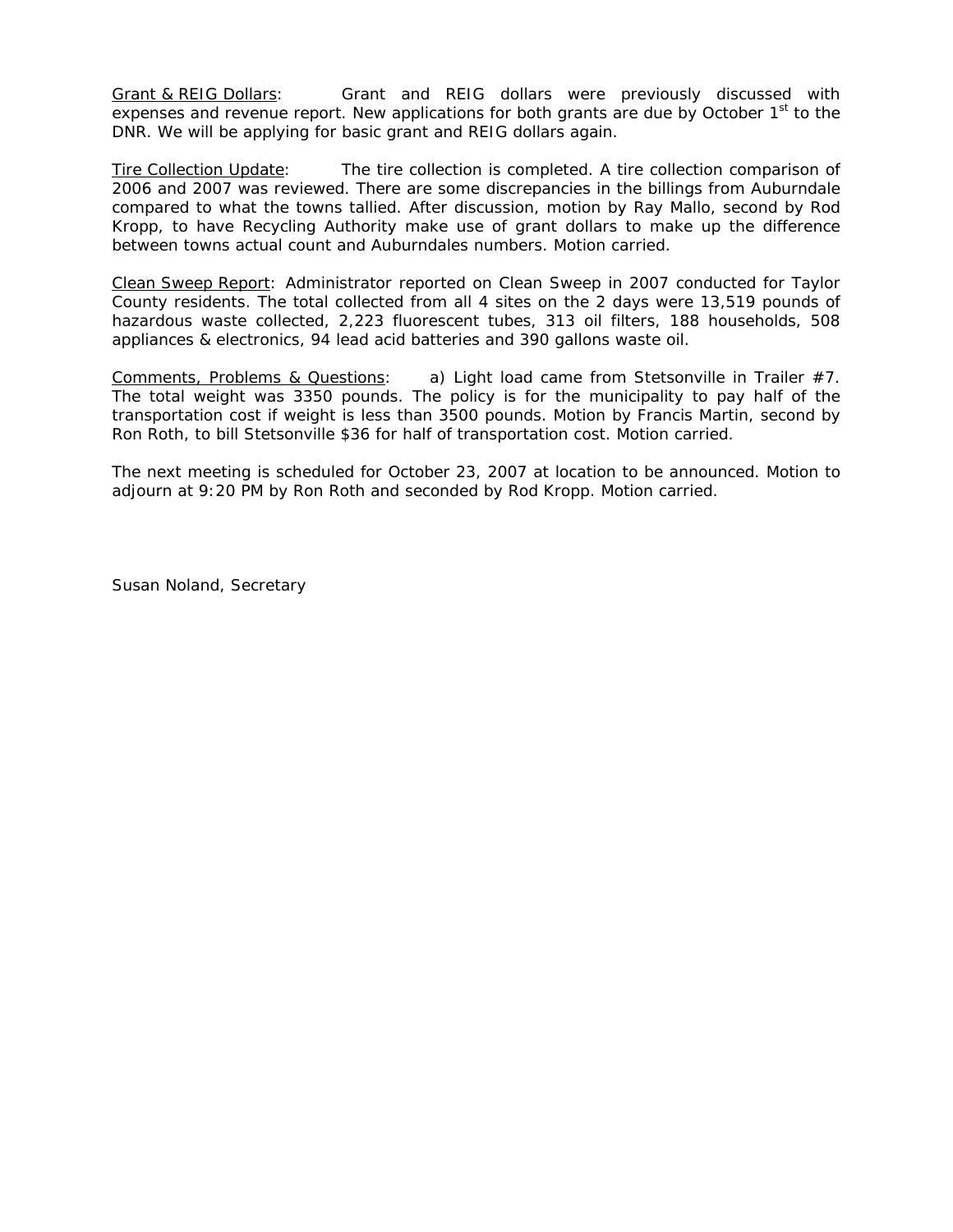Grant & REIG Dollars: Grant and REIG dollars were previously discussed with expenses and revenue report. New applications for both grants are due by October 1st to the DNR. We will be applying for basic grant and REIG dollars again.

Tire Collection Update: The tire collection is completed. A tire collection comparison of 2006 and 2007 was reviewed. There are some discrepancies in the billings from Auburndale compared to what the towns tallied. After discussion, motion by Ray Mallo, second by Rod Kropp, to have Recycling Authority make use of grant dollars to make up the difference between towns actual count and Auburndales numbers. Motion carried.

Clean Sweep Report: Administrator reported on Clean Sweep in 2007 conducted for Taylor County residents. The total collected from all 4 sites on the 2 days were 13,519 pounds of hazardous waste collected, 2,223 fluorescent tubes, 313 oil filters, 188 households, 508 appliances & electronics, 94 lead acid batteries and 390 gallons waste oil.

Comments, Problems & Questions: a) Light load came from Stetsonville in Trailer #7. The total weight was 3350 pounds. The policy is for the municipality to pay half of the transportation cost if weight is less than 3500 pounds. Motion by Francis Martin, second by Ron Roth, to bill Stetsonville $36 for half of transportation cost. Motion carried.

The next meeting is scheduled for October 23, 2007 at location to be announced. Motion to adjourn at 9:20 PM by Ron Roth and seconded by Rod Kropp. Motion carried.

Susan Noland, Secretary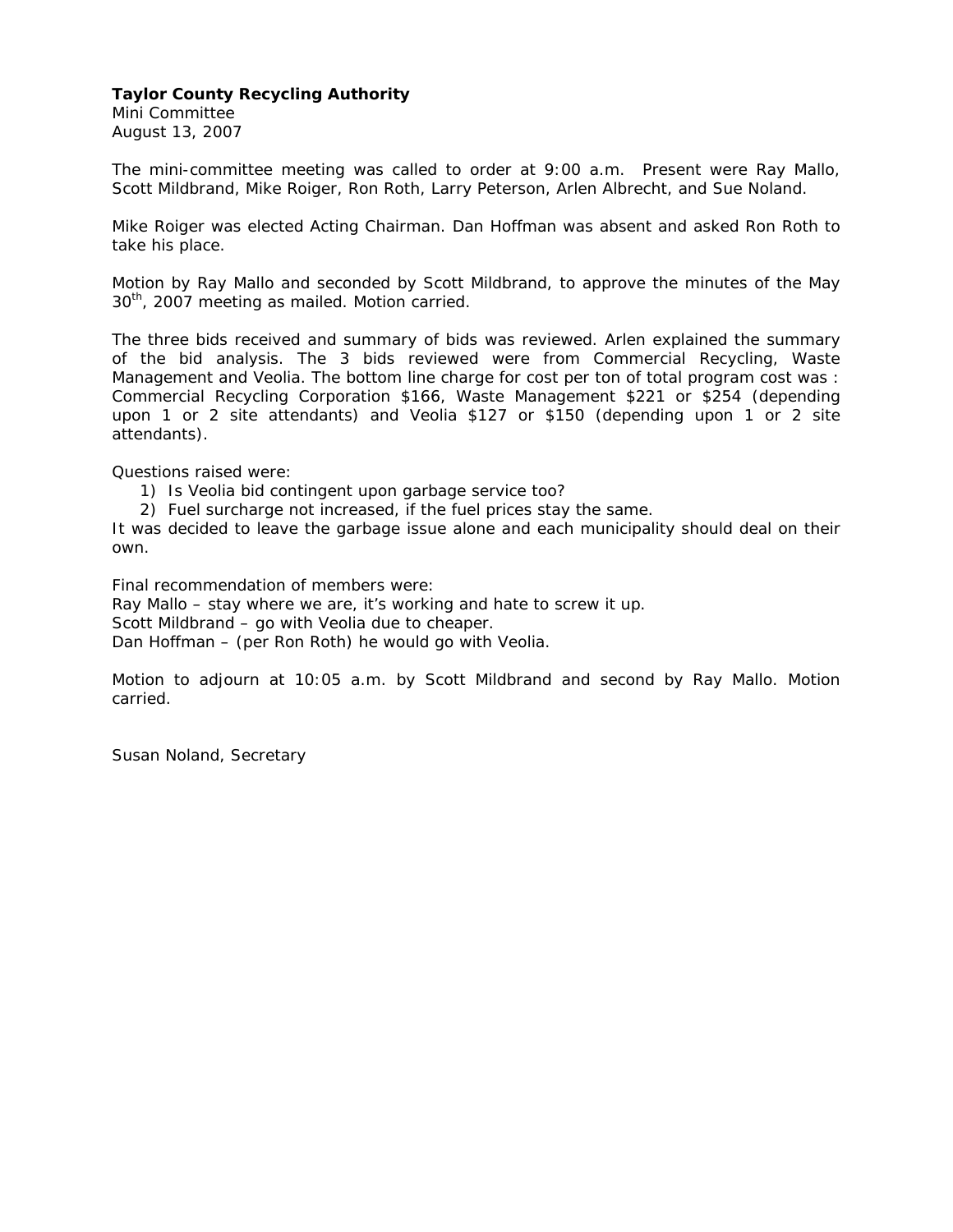**Taylor County Recycling Authority**
Mini Committee
August 13, 2007

The mini-committee meeting was called to order at 9:00 a.m. Present were Ray Mallo, Scott Mildbrand, Mike Roiger, Ron Roth, Larry Peterson, Arlen Albrecht, and Sue Noland.

Mike Roiger was elected Acting Chairman. Dan Hoffman was absent and asked Ron Roth to take his place.

Motion by Ray Mallo and seconded by Scott Mildbrand, to approve the minutes of the May 30th, 2007 meeting as mailed. Motion carried.

The three bids received and summary of bids was reviewed. Arlen explained the summary of the bid analysis. The 3 bids reviewed were from Commercial Recycling, Waste Management and Veolia. The bottom line charge for cost per ton of total program cost was : Commercial Recycling Corporation $166, Waste Management $221 or $254 (depending upon 1 or 2 site attendants) and Veolia $127 or $150 (depending upon 1 or 2 site attendants).

Questions raised were:

1) Is Veolia bid contingent upon garbage service too?
2) Fuel surcharge not increased, if the fuel prices stay the same.

It was decided to leave the garbage issue alone and each municipality should deal on their own.

Final recommendation of members were:
Ray Mallo – stay where we are, it's working and hate to screw it up.
Scott Mildbrand – go with Veolia due to cheaper.
Dan Hoffman – (per Ron Roth) he would go with Veolia.

Motion to adjourn at 10:05 a.m. by Scott Mildbrand and second by Ray Mallo. Motion carried.

Susan Noland, Secretary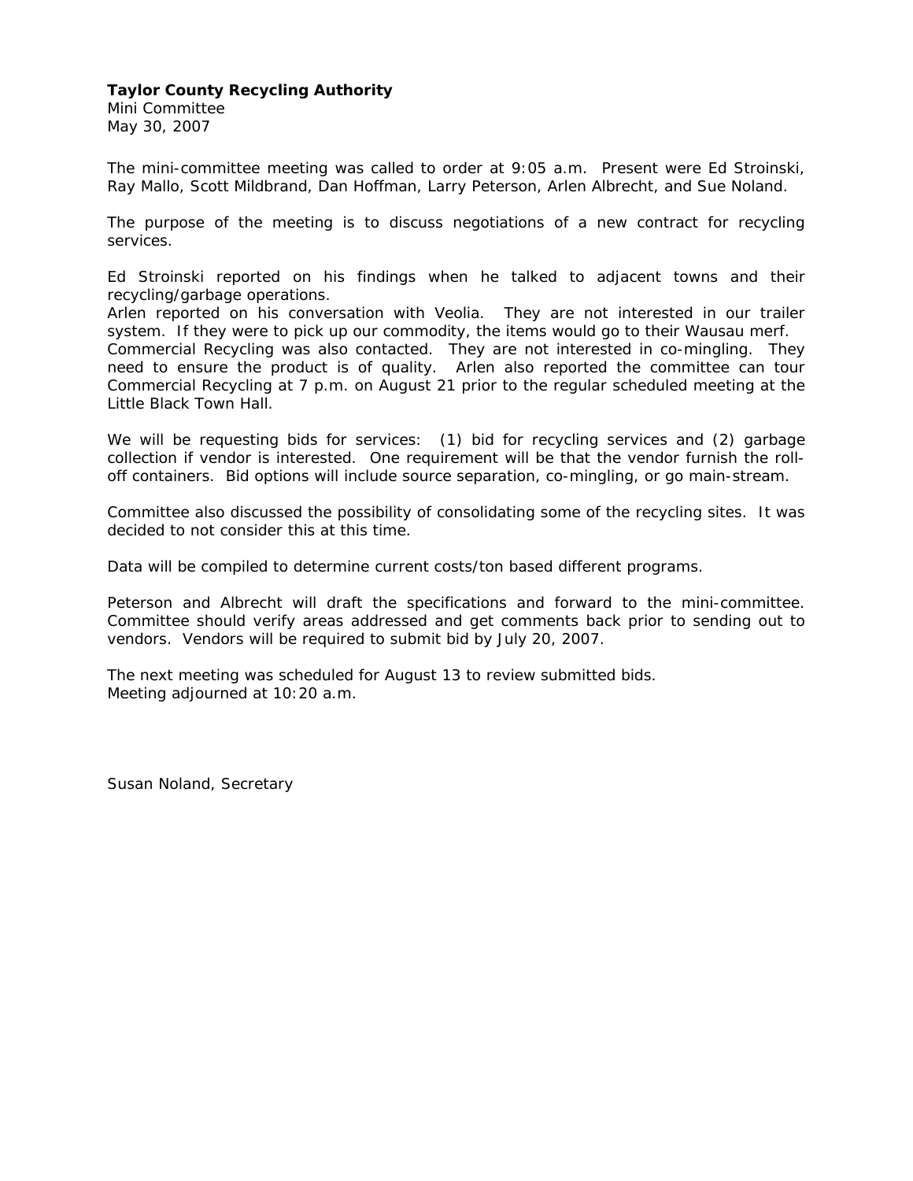**Taylor County Recycling Authority**
Mini Committee
May 30, 2007

The mini-committee meeting was called to order at 9:05 a.m. Present were Ed Stroinski, Ray Mallo, Scott Mildbrand, Dan Hoffman, Larry Peterson, Arlen Albrecht, and Sue Noland.

The purpose of the meeting is to discuss negotiations of a new contract for recycling services.

Ed Stroinski reported on his findings when he talked to adjacent towns and their recycling/garbage operations.
Arlen reported on his conversation with Veolia. They are not interested in our trailer system. If they were to pick up our commodity, the items would go to their Wausau merf.
Commercial Recycling was also contacted. They are not interested in co-mingling. They need to ensure the product is of quality. Arlen also reported the committee can tour Commercial Recycling at 7 p.m. on August 21 prior to the regular scheduled meeting at the Little Black Town Hall.

We will be requesting bids for services: (1) bid for recycling services and (2) garbage collection if vendor is interested. One requirement will be that the vendor furnish the roll-off containers. Bid options will include source separation, co-mingling, or go main-stream.

Committee also discussed the possibility of consolidating some of the recycling sites. It was decided to not consider this at this time.

Data will be compiled to determine current costs/ton based different programs.

Peterson and Albrecht will draft the specifications and forward to the mini-committee. Committee should verify areas addressed and get comments back prior to sending out to vendors. Vendors will be required to submit bid by July 20, 2007.

The next meeting was scheduled for August 13 to review submitted bids.
Meeting adjourned at 10:20 a.m.

Susan Noland, Secretary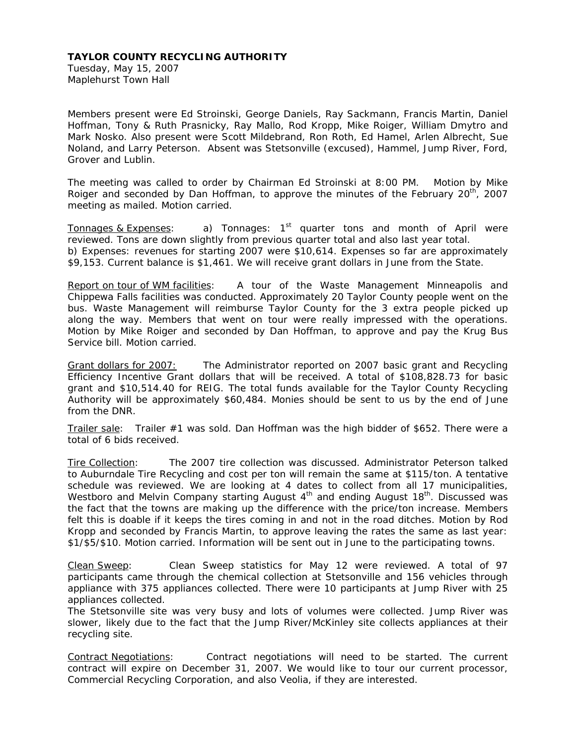**TAYLOR COUNTY RECYCLING AUTHORITY**
Tuesday, May 15, 2007
Maplehurst Town Hall

Members present were Ed Stroinski, George Daniels, Ray Sackmann, Francis Martin, Daniel Hoffman, Tony & Ruth Prasnicky, Ray Mallo, Rod Kropp, Mike Roiger, William Dmytro and Mark Nosko. Also present were Scott Mildebrand, Ron Roth, Ed Hamel, Arlen Albrecht, Sue Noland, and Larry Peterson. Absent was Stetsonville (excused), Hammel, Jump River, Ford, Grover and Lublin.

The meeting was called to order by Chairman Ed Stroinski at 8:00 PM. Motion by Mike Roiger and seconded by Dan Hoffman, to approve the minutes of the February 20th, 2007 meeting as mailed. Motion carried.

Tonnages & Expenses: a) Tonnages: 1st quarter tons and month of April were reviewed. Tons are down slightly from previous quarter total and also last year total.
b) Expenses: revenues for starting 2007 were $10,614. Expenses so far are approximately $9,153. Current balance is $1,461. We will receive grant dollars in June from the State.

Report on tour of WM facilities: A tour of the Waste Management Minneapolis and Chippewa Falls facilities was conducted. Approximately 20 Taylor County people went on the bus. Waste Management will reimburse Taylor County for the 3 extra people picked up along the way. Members that went on tour were really impressed with the operations. Motion by Mike Roiger and seconded by Dan Hoffman, to approve and pay the Krug Bus Service bill. Motion carried.

Grant dollars for 2007: The Administrator reported on 2007 basic grant and Recycling Efficiency Incentive Grant dollars that will be received. A total of $108,828.73 for basic grant and $10,514.40 for REIG. The total funds available for the Taylor County Recycling Authority will be approximately $60,484. Monies should be sent to us by the end of June from the DNR.

Trailer sale: Trailer #1 was sold. Dan Hoffman was the high bidder of $652. There were a total of 6 bids received.

Tire Collection: The 2007 tire collection was discussed. Administrator Peterson talked to Auburndale Tire Recycling and cost per ton will remain the same at $115/ton. A tentative schedule was reviewed. We are looking at 4 dates to collect from all 17 municipalities, Westboro and Melvin Company starting August 4th and ending August 18th. Discussed was the fact that the towns are making up the difference with the price/ton increase. Members felt this is doable if it keeps the tires coming in and not in the road ditches. Motion by Rod Kropp and seconded by Francis Martin, to approve leaving the rates the same as last year: $1/$5/$10. Motion carried. Information will be sent out in June to the participating towns.

Clean Sweep: Clean Sweep statistics for May 12 were reviewed. A total of 97 participants came through the chemical collection at Stetsonville and 156 vehicles through appliance with 375 appliances collected. There were 10 participants at Jump River with 25 appliances collected.
The Stetsonville site was very busy and lots of volumes were collected. Jump River was slower, likely due to the fact that the Jump River/McKinley site collects appliances at their recycling site.

Contract Negotiations: Contract negotiations will need to be started. The current contract will expire on December 31, 2007. We would like to tour our current processor, Commercial Recycling Corporation, and also Veolia, if they are interested.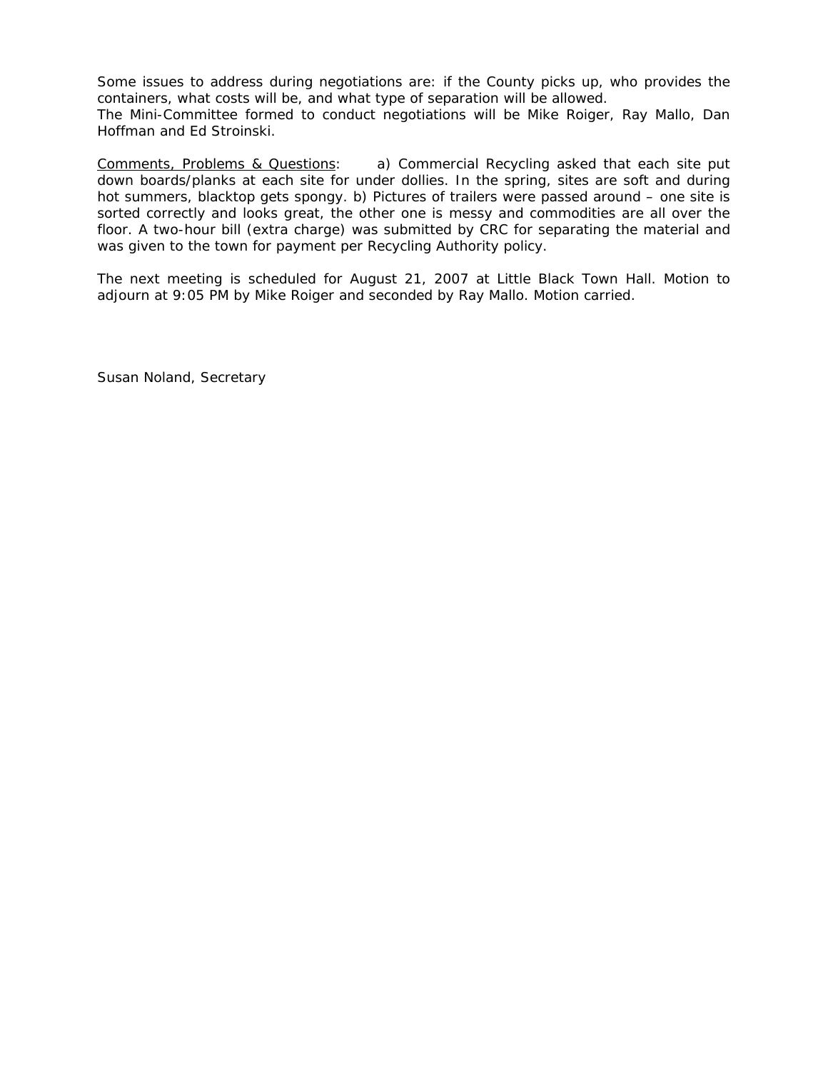Some issues to address during negotiations are: if the County picks up, who provides the containers, what costs will be, and what type of separation will be allowed.
The Mini-Committee formed to conduct negotiations will be Mike Roiger, Ray Mallo, Dan Hoffman and Ed Stroinski.

<u>Comments, Problems & Questions</u>: a) Commercial Recycling asked that each site put down boards/planks at each site for under dollies. In the spring, sites are soft and during hot summers, blacktop gets spongy. b) Pictures of trailers were passed around – one site is sorted correctly and looks great, the other one is messy and commodities are all over the floor. A two-hour bill (extra charge) was submitted by CRC for separating the material and was given to the town for payment per Recycling Authority policy.

The next meeting is scheduled for August 21, 2007 at Little Black Town Hall. Motion to adjourn at 9:05 PM by Mike Roiger and seconded by Ray Mallo. Motion carried.

Susan Noland, Secretary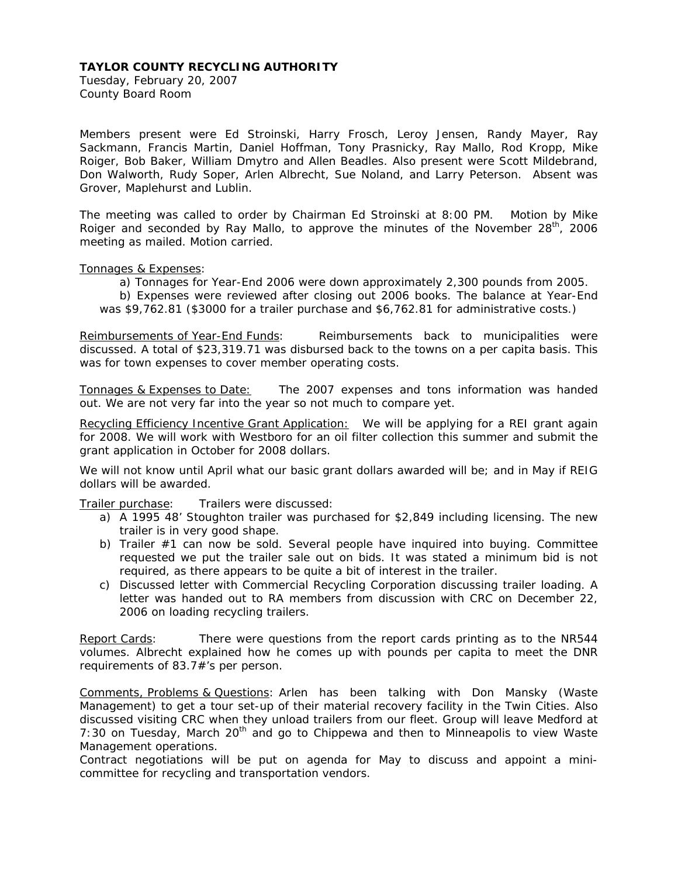**TAYLOR COUNTY RECYCLING AUTHORITY**
Tuesday, February 20, 2007
County Board Room

Members present were Ed Stroinski, Harry Frosch, Leroy Jensen, Randy Mayer, Ray Sackmann, Francis Martin, Daniel Hoffman, Tony Prasnicky, Ray Mallo, Rod Kropp, Mike Roiger, Bob Baker, William Dmytro and Allen Beadles. Also present were Scott Mildebrand, Don Walworth, Rudy Soper, Arlen Albrecht, Sue Noland, and Larry Peterson. Absent was Grover, Maplehurst and Lublin.

The meeting was called to order by Chairman Ed Stroinski at 8:00 PM. Motion by Mike Roiger and seconded by Ray Mallo, to approve the minutes of the November 28th, 2006 meeting as mailed. Motion carried.

<u>Tonnages & Expenses</u>:

a) Tonnages for Year-End 2006 were down approximately 2,300 pounds from 2005.

b) Expenses were reviewed after closing out 2006 books. The balance at Year-End was $9,762.81 ($3000 for a trailer purchase and $6,762.81 for administrative costs.)

<u>Reimbursements of Year-End Funds</u>: Reimbursements back to municipalities were discussed. A total of $23,319.71 was disbursed back to the towns on a per capita basis. This was for town expenses to cover member operating costs.

<u>Tonnages & Expenses to Date:</u> The 2007 expenses and tons information was handed out. We are not very far into the year so not much to compare yet.

<u>Recycling Efficiency Incentive Grant Application:</u> We will be applying for a REI grant again for 2008. We will work with Westboro for an oil filter collection this summer and submit the grant application in October for 2008 dollars.

We will not know until April what our basic grant dollars awarded will be; and in May if REIG dollars will be awarded.

<u>Trailer purchase</u>: Trailers were discussed:

a) A 1995 48' Stoughton trailer was purchased for $2,849 including licensing. The new trailer is in very good shape.
b) Trailer #1 can now be sold. Several people have inquired into buying. Committee requested we put the trailer sale out on bids. It was stated a minimum bid is not required, as there appears to be quite a bit of interest in the trailer.
c) Discussed letter with Commercial Recycling Corporation discussing trailer loading. A letter was handed out to RA members from discussion with CRC on December 22, 2006 on loading recycling trailers.

<u>Report Cards</u>: There were questions from the report cards printing as to the NR544 volumes. Albrecht explained how he comes up with pounds per capita to meet the DNR requirements of 83.7#'s per person.

<u>Comments, Problems & Questions</u>: Arlen has been talking with Don Mansky (Waste Management) to get a tour set-up of their material recovery facility in the Twin Cities. Also discussed visiting CRC when they unload trailers from our fleet. Group will leave Medford at 7:30 on Tuesday, March 20th and go to Chippewa and then to Minneapolis to view Waste Management operations.
Contract negotiations will be put on agenda for May to discuss and appoint a mini-committee for recycling and transportation vendors.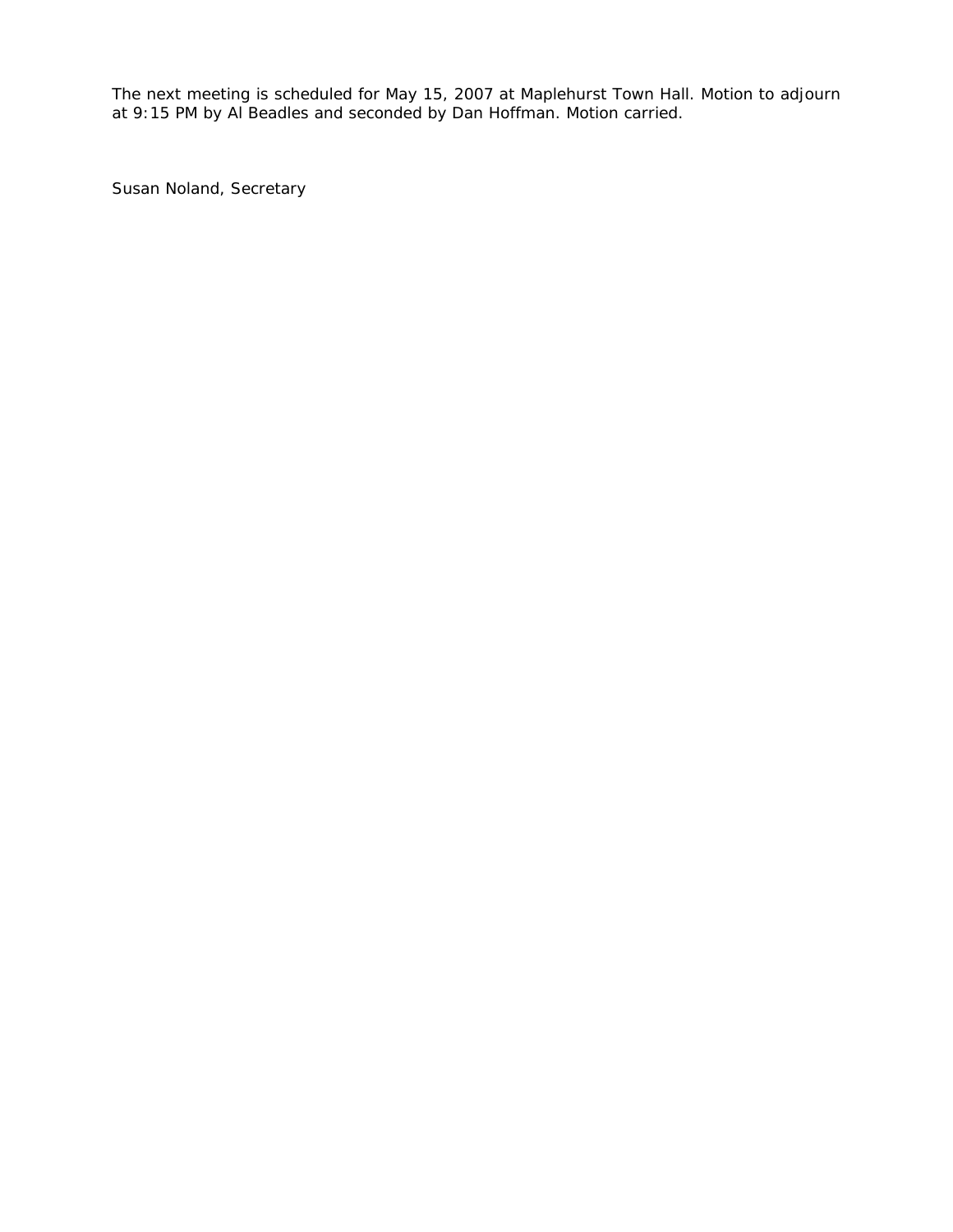The next meeting is scheduled for May 15, 2007 at Maplehurst Town Hall. Motion to adjourn at 9:15 PM by Al Beadles and seconded by Dan Hoffman. Motion carried.

Susan Noland, Secretary